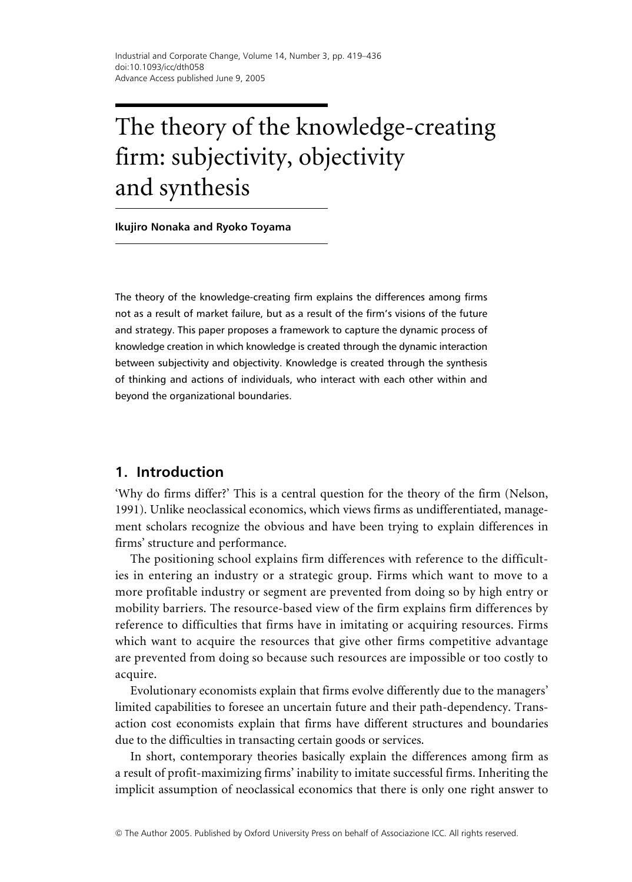# The theory of the knowledge-creating firm: subjectivity, objectivity and synthesis

**Ikujiro Nonaka and Ryoko Toyama**

The theory of the knowledge-creating firm explains the differences among firms not as a result of market failure, but as a result of the firm's visions of the future and strategy. This paper proposes a framework to capture the dynamic process of knowledge creation in which knowledge is created through the dynamic interaction between subjectivity and objectivity. Knowledge is created through the synthesis of thinking and actions of individuals, who interact with each other within and beyond the organizational boundaries.

## 1. Introduction

'Why do firms differ?' This is a central question for the theory of the firm (Nelson, 1991). Unlike neoclassical economics, which views firms as undifferentiated, management scholars recognize the obvious and have been trying to explain differences in firms' structure and performance.

The positioning school explains firm differences with reference to the difficulties in entering an industry or a strategic group. Firms which want to move to a more profitable industry or segment are prevented from doing so by high entry or mobility barriers. The resource-based view of the firm explains firm differences by reference to difficulties that firms have in imitating or acquiring resources. Firms which want to acquire the resources that give other firms competitive advantage are prevented from doing so because such resources are impossible or too costly to acquire.

Evolutionary economists explain that firms evolve differently due to the managers' limited capabilities to foresee an uncertain future and their path-dependency. Transaction cost economists explain that firms have different structures and boundaries due to the difficulties in transacting certain goods or services.

In short, contemporary theories basically explain the differences among firm as a result of profit-maximizing firms' inability to imitate successful firms. Inheriting the implicit assumption of neoclassical economics that there is only one right answer to

© The Author 2005. Published by Oxford University Press on behalf of Associazione ICC. All rights reserved.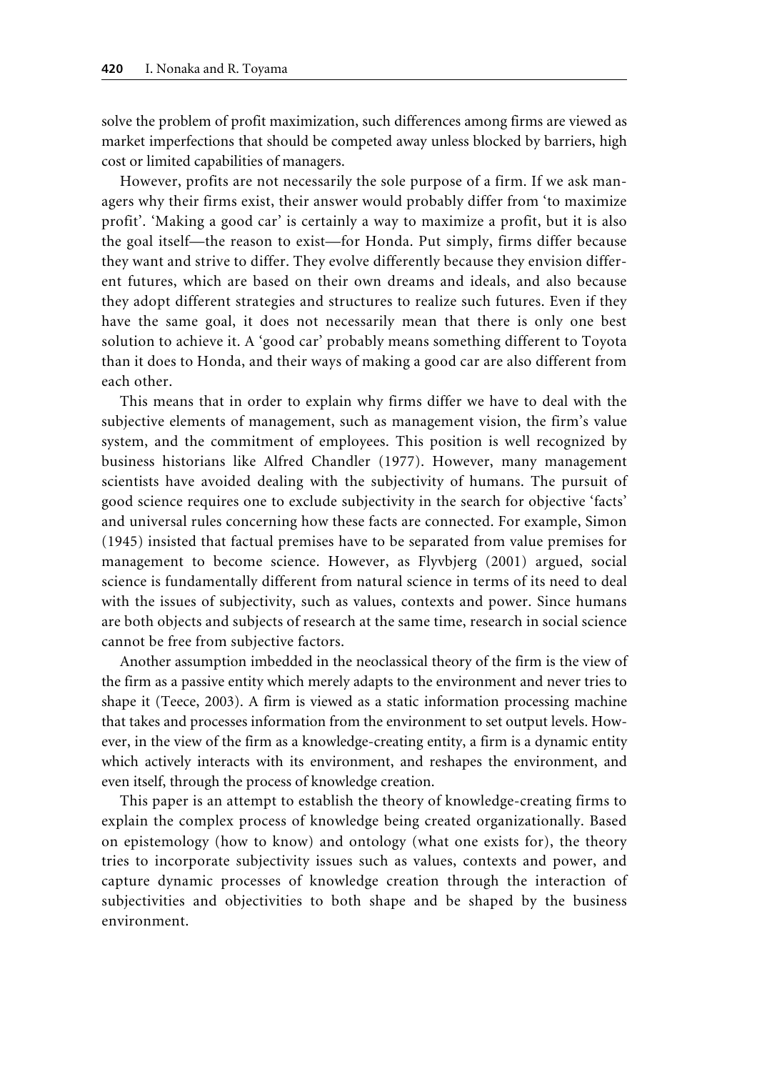solve the problem of profit maximization, such differences among firms are viewed as market imperfections that should be competed away unless blocked by barriers, high cost or limited capabilities of managers.

However, profits are not necessarily the sole purpose of a firm. If we ask managers why their firms exist, their answer would probably differ from 'to maximize profit'. 'Making a good car' is certainly a way to maximize a profit, but it is also the goal itself—the reason to exist—for Honda. Put simply, firms differ because they want and strive to differ. They evolve differently because they envision different futures, which are based on their own dreams and ideals, and also because they adopt different strategies and structures to realize such futures. Even if they have the same goal, it does not necessarily mean that there is only one best solution to achieve it. A 'good car' probably means something different to Toyota than it does to Honda, and their ways of making a good car are also different from each other.

This means that in order to explain why firms differ we have to deal with the subjective elements of management, such as management vision, the firm's value system, and the commitment of employees. This position is well recognized by business historians like Alfred Chandler (1977). However, many management scientists have avoided dealing with the subjectivity of humans. The pursuit of good science requires one to exclude subjectivity in the search for objective 'facts' and universal rules concerning how these facts are connected. For example, Simon (1945) insisted that factual premises have to be separated from value premises for management to become science. However, as Flyvbjerg (2001) argued, social science is fundamentally different from natural science in terms of its need to deal with the issues of subjectivity, such as values, contexts and power. Since humans are both objects and subjects of research at the same time, research in social science cannot be free from subjective factors.

Another assumption imbedded in the neoclassical theory of the firm is the view of the firm as a passive entity which merely adapts to the environment and never tries to shape it (Teece, 2003). A firm is viewed as a static information processing machine that takes and processes information from the environment to set output levels. However, in the view of the firm as a knowledge-creating entity, a firm is a dynamic entity which actively interacts with its environment, and reshapes the environment, and even itself, through the process of knowledge creation.

This paper is an attempt to establish the theory of knowledge-creating firms to explain the complex process of knowledge being created organizationally. Based on epistemology (how to know) and ontology (what one exists for), the theory tries to incorporate subjectivity issues such as values, contexts and power, and capture dynamic processes of knowledge creation through the interaction of subjectivities and objectivities to both shape and be shaped by the business environment.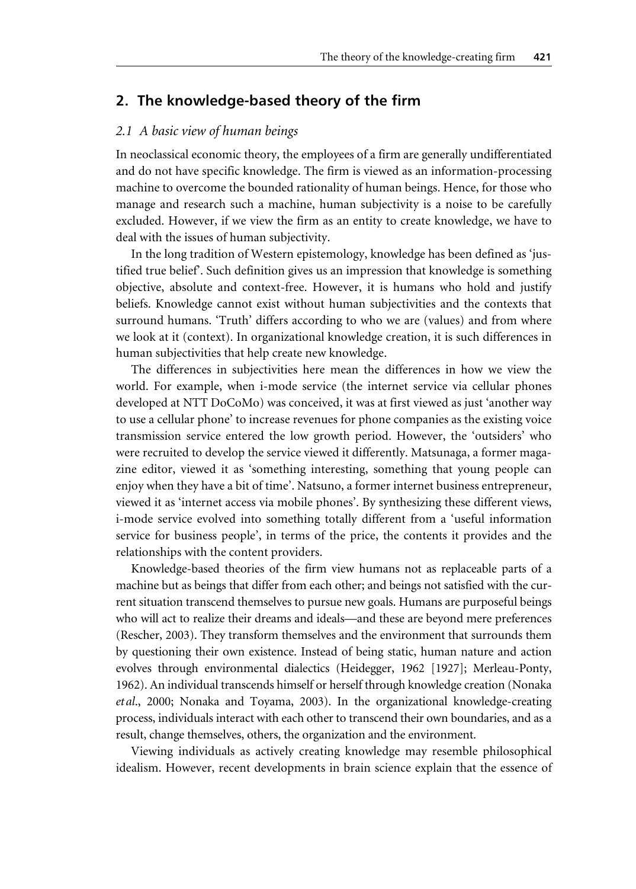## 2. The knowledge-based theory of the firm

### *2.1 A basic view of human beings*

In neoclassical economic theory, the employees of a firm are generally undifferentiated and do not have specific knowledge. The firm is viewed as an information-processing machine to overcome the bounded rationality of human beings. Hence, for those who manage and research such a machine, human subjectivity is a noise to be carefully excluded. However, if we view the firm as an entity to create knowledge, we have to deal with the issues of human subjectivity.

In the long tradition of Western epistemology, knowledge has been defined as 'justified true belief'. Such definition gives us an impression that knowledge is something objective, absolute and context-free. However, it is humans who hold and justify beliefs. Knowledge cannot exist without human subjectivities and the contexts that surround humans. 'Truth' differs according to who we are (values) and from where we look at it (context). In organizational knowledge creation, it is such differences in human subjectivities that help create new knowledge.

The differences in subjectivities here mean the differences in how we view the world. For example, when i-mode service (the internet service via cellular phones developed at NTT DoCoMo) was conceived, it was at first viewed as just 'another way to use a cellular phone' to increase revenues for phone companies as the existing voice transmission service entered the low growth period. However, the 'outsiders' who were recruited to develop the service viewed it differently. Matsunaga, a former magazine editor, viewed it as 'something interesting, something that young people can enjoy when they have a bit of time'. Natsuno, a former internet business entrepreneur, viewed it as 'internet access via mobile phones'. By synthesizing these different views, i-mode service evolved into something totally different from a 'useful information service for business people', in terms of the price, the contents it provides and the relationships with the content providers.

Knowledge-based theories of the firm view humans not as replaceable parts of a machine but as beings that differ from each other; and beings not satisfied with the current situation transcend themselves to pursue new goals. Humans are purposeful beings who will act to realize their dreams and ideals—and these are beyond mere preferences (Rescher, 2003). They transform themselves and the environment that surrounds them by questioning their own existence. Instead of being static, human nature and action evolves through environmental dialectics (Heidegger, 1962 [1927]; Merleau-Ponty, 1962). An individual transcends himself or herself through knowledge creation (Nonaka *et al.*, 2000; Nonaka and Toyama, 2003). In the organizational knowledge-creating process, individuals interact with each other to transcend their own boundaries, and as a result, change themselves, others, the organization and the environment.

Viewing individuals as actively creating knowledge may resemble philosophical idealism. However, recent developments in brain science explain that the essence of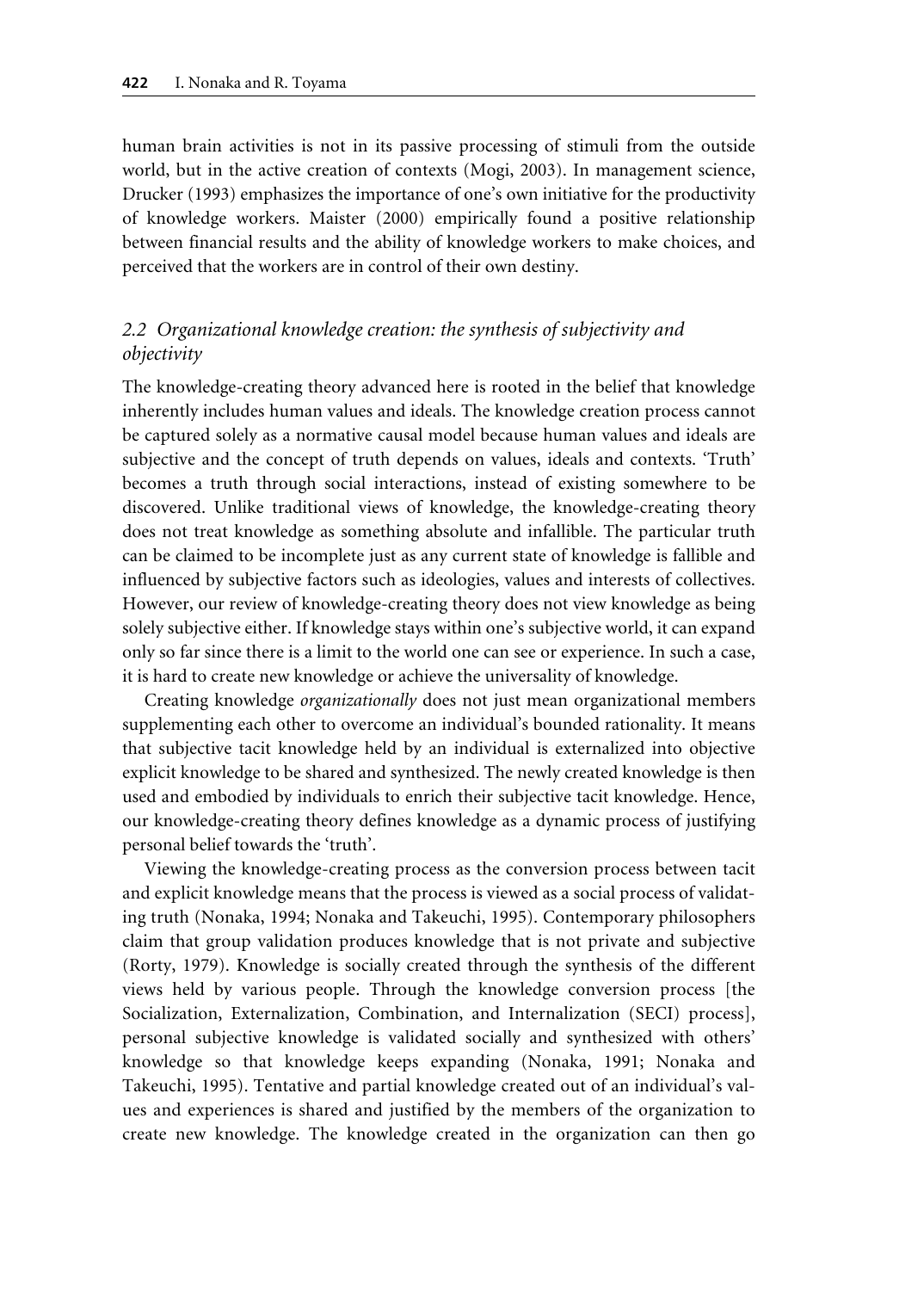human brain activities is not in its passive processing of stimuli from the outside world, but in the active creation of contexts (Mogi, 2003). In management science, Drucker (1993) emphasizes the importance of one's own initiative for the productivity of knowledge workers. Maister (2000) empirically found a positive relationship between financial results and the ability of knowledge workers to make choices, and perceived that the workers are in control of their own destiny.

### *2.2 Organizational knowledge creation: the synthesis of subjectivity and objectivity*

The knowledge-creating theory advanced here is rooted in the belief that knowledge inherently includes human values and ideals. The knowledge creation process cannot be captured solely as a normative causal model because human values and ideals are subjective and the concept of truth depends on values, ideals and contexts. 'Truth' becomes a truth through social interactions, instead of existing somewhere to be discovered. Unlike traditional views of knowledge, the knowledge-creating theory does not treat knowledge as something absolute and infallible. The particular truth can be claimed to be incomplete just as any current state of knowledge is fallible and influenced by subjective factors such as ideologies, values and interests of collectives. However, our review of knowledge-creating theory does not view knowledge as being solely subjective either. If knowledge stays within one's subjective world, it can expand only so far since there is a limit to the world one can see or experience. In such a case, it is hard to create new knowledge or achieve the universality of knowledge.

Creating knowledge *organizationally* does not just mean organizational members supplementing each other to overcome an individual's bounded rationality. It means that subjective tacit knowledge held by an individual is externalized into objective explicit knowledge to be shared and synthesized. The newly created knowledge is then used and embodied by individuals to enrich their subjective tacit knowledge. Hence, our knowledge-creating theory defines knowledge as a dynamic process of justifying personal belief towards the 'truth'.

Viewing the knowledge-creating process as the conversion process between tacit and explicit knowledge means that the process is viewed as a social process of validating truth (Nonaka, 1994; Nonaka and Takeuchi, 1995). Contemporary philosophers claim that group validation produces knowledge that is not private and subjective (Rorty, 1979). Knowledge is socially created through the synthesis of the different views held by various people. Through the knowledge conversion process [the Socialization, Externalization, Combination, and Internalization (SECI) process], personal subjective knowledge is validated socially and synthesized with others' knowledge so that knowledge keeps expanding (Nonaka, 1991; Nonaka and Takeuchi, 1995). Tentative and partial knowledge created out of an individual's values and experiences is shared and justified by the members of the organization to create new knowledge. The knowledge created in the organization can then go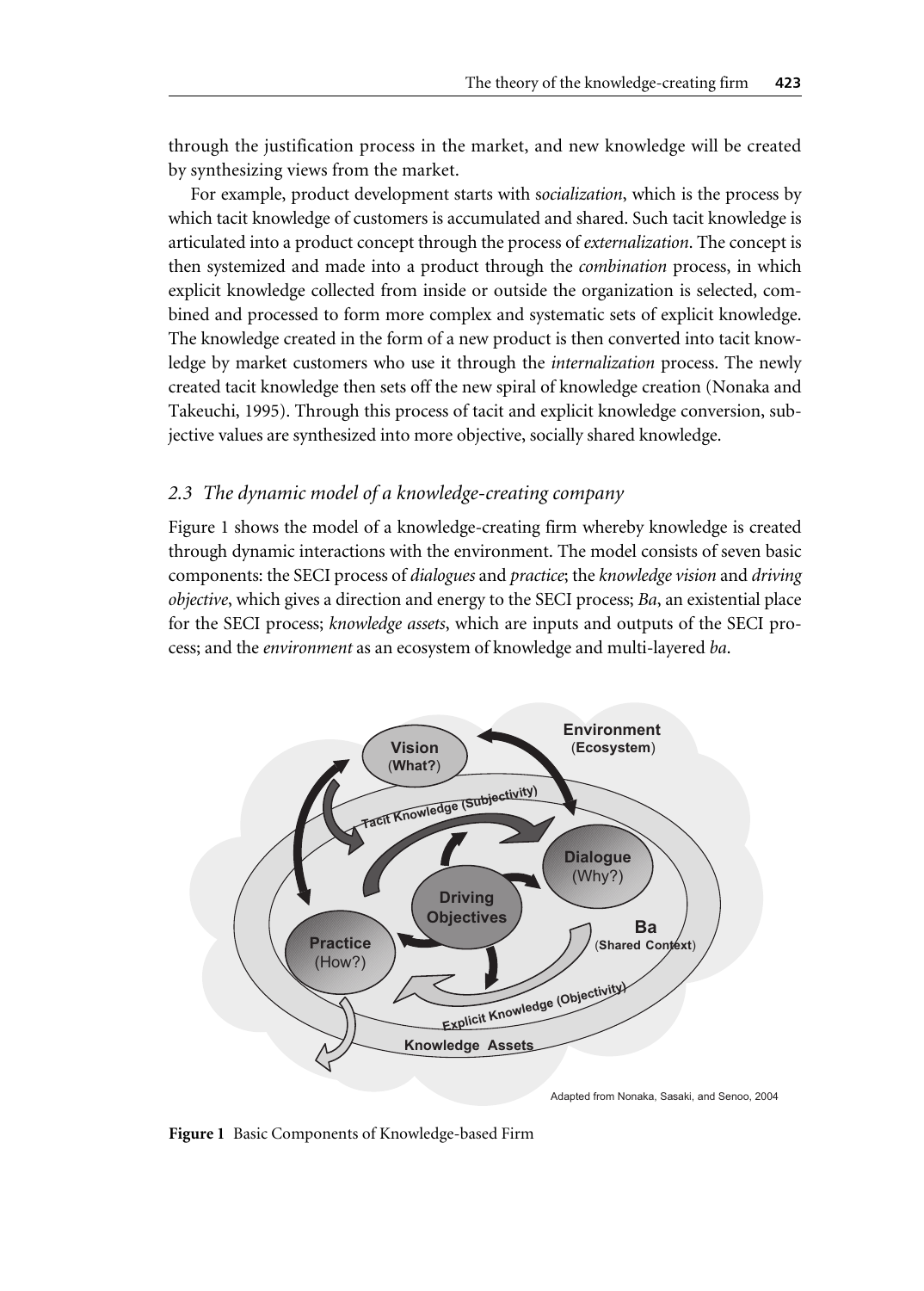through the justification process in the market, and new knowledge will be created by synthesizing views from the market.

For example, product development starts with *socialization*, which is the process by which tacit knowledge of customers is accumulated and shared. Such tacit knowledge is articulated into a product concept through the process of *externalization*. The concept is then systemized and made into a product through the *combination* process, in which explicit knowledge collected from inside or outside the organization is selected, combined and processed to form more complex and systematic sets of explicit knowledge. The knowledge created in the form of a new product is then converted into tacit knowledge by market customers who use it through the *internalization* process. The newly created tacit knowledge then sets off the new spiral of knowledge creation (Nonaka and Takeuchi, 1995). Through this process of tacit and explicit knowledge conversion, subjective values are synthesized into more objective, socially shared knowledge.

### *2.3 The dynamic model of a knowledge-creating company*

Figure 1 shows the model of a knowledge-creating firm whereby knowledge is created through dynamic interactions with the environment. The model consists of seven basic components: the SECI process of *dialogues* and *practice*; the *knowledge vision* and *driving objective*, which gives a direction and energy to the SECI process; *Ba*, an existential place for the SECI process; *knowledge assets*, which are inputs and outputs of the SECI process; and the *environment* as an ecosystem of knowledge and multi-layered *ba*.

Environment (Ecosystem)

Vision (What?)

Tacit Knowledge (Subjectivity)

Dialogue (Why?)

Driving Objectives

Ba (Shared Context)

Practice (How?)

Explicit Knowledge (Objectivity)

Knowledge Assets

Adapted from Nonaka, Sasaki, and Senoo, 2004

**Figure 1** Basic Components of Knowledge-based Firm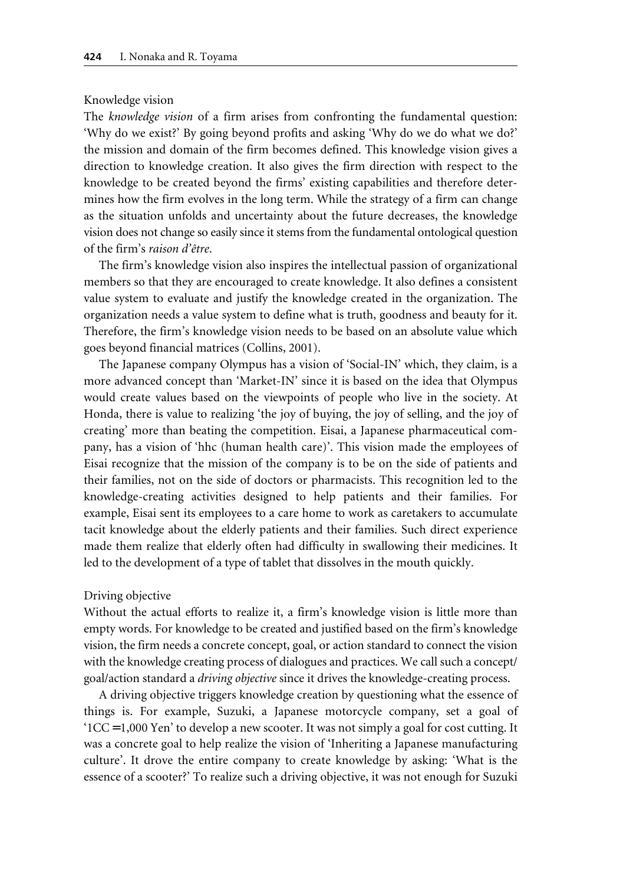### Knowledge vision

The *knowledge vision* of a firm arises from confronting the fundamental question: 'Why do we exist?' By going beyond profits and asking 'Why do we do what we do?' the mission and domain of the firm becomes defined. This knowledge vision gives a direction to knowledge creation. It also gives the firm direction with respect to the knowledge to be created beyond the firms' existing capabilities and therefore determines how the firm evolves in the long term. While the strategy of a firm can change as the situation unfolds and uncertainty about the future decreases, the knowledge vision does not change so easily since it stems from the fundamental ontological question of the firm's *raison d'être*.

The firm's knowledge vision also inspires the intellectual passion of organizational members so that they are encouraged to create knowledge. It also defines a consistent value system to evaluate and justify the knowledge created in the organization. The organization needs a value system to define what is truth, goodness and beauty for it. Therefore, the firm's knowledge vision needs to be based on an absolute value which goes beyond financial matrices (Collins, 2001).

The Japanese company Olympus has a vision of 'Social-IN' which, they claim, is a more advanced concept than 'Market-IN' since it is based on the idea that Olympus would create values based on the viewpoints of people who live in the society. At Honda, there is value to realizing 'the joy of buying, the joy of selling, and the joy of creating' more than beating the competition. Eisai, a Japanese pharmaceutical company, has a vision of 'hhc (human health care)'. This vision made the employees of Eisai recognize that the mission of the company is to be on the side of patients and their families, not on the side of doctors or pharmacists. This recognition led to the knowledge-creating activities designed to help patients and their families. For example, Eisai sent its employees to a care home to work as caretakers to accumulate tacit knowledge about the elderly patients and their families. Such direct experience made them realize that elderly often had difficulty in swallowing their medicines. It led to the development of a type of tablet that dissolves in the mouth quickly.

### Driving objective

Without the actual efforts to realize it, a firm's knowledge vision is little more than empty words. For knowledge to be created and justified based on the firm's knowledge vision, the firm needs a concrete concept, goal, or action standard to connect the vision with the knowledge creating process of dialogues and practices. We call such a concept/goal/action standard a *driving objective* since it drives the knowledge-creating process.

A driving objective triggers knowledge creation by questioning what the essence of things is. For example, Suzuki, a Japanese motorcycle company, set a goal of '1CC = 1,000 Yen' to develop a new scooter. It was not simply a goal for cost cutting. It was a concrete goal to help realize the vision of 'Inheriting a Japanese manufacturing culture'. It drove the entire company to create knowledge by asking: 'What is the essence of a scooter?' To realize such a driving objective, it was not enough for Suzuki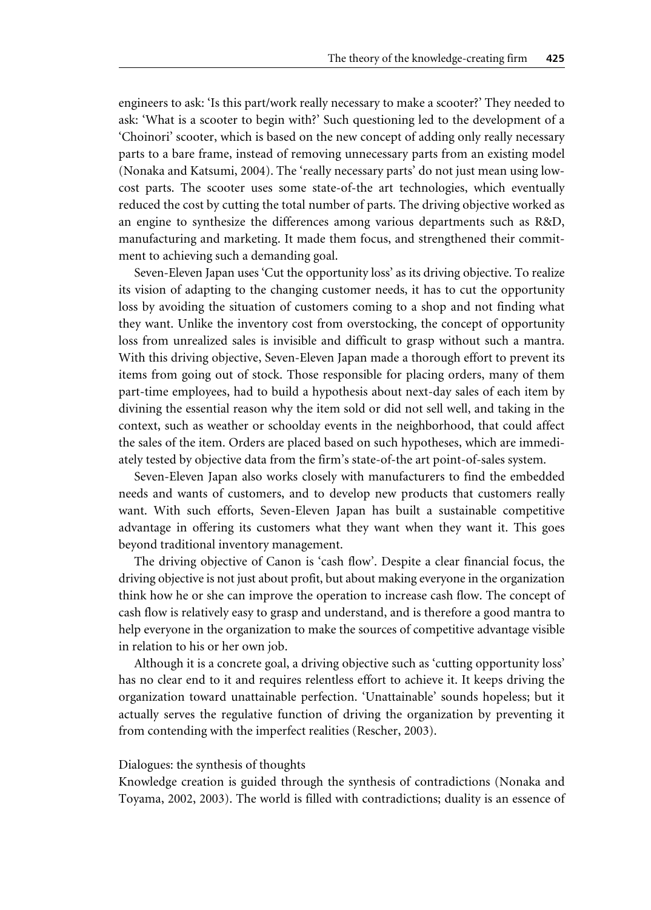engineers to ask: 'Is this part/work really necessary to make a scooter?' They needed to ask: 'What is a scooter to begin with?' Such questioning led to the development of a 'Choinori' scooter, which is based on the new concept of adding only really necessary parts to a bare frame, instead of removing unnecessary parts from an existing model (Nonaka and Katsumi, 2004). The 'really necessary parts' do not just mean using low-cost parts. The scooter uses some state-of-the art technologies, which eventually reduced the cost by cutting the total number of parts. The driving objective worked as an engine to synthesize the differences among various departments such as R&D, manufacturing and marketing. It made them focus, and strengthened their commitment to achieving such a demanding goal.

Seven-Eleven Japan uses 'Cut the opportunity loss' as its driving objective. To realize its vision of adapting to the changing customer needs, it has to cut the opportunity loss by avoiding the situation of customers coming to a shop and not finding what they want. Unlike the inventory cost from overstocking, the concept of opportunity loss from unrealized sales is invisible and difficult to grasp without such a mantra. With this driving objective, Seven-Eleven Japan made a thorough effort to prevent its items from going out of stock. Those responsible for placing orders, many of them part-time employees, had to build a hypothesis about next-day sales of each item by divining the essential reason why the item sold or did not sell well, and taking in the context, such as weather or schoolday events in the neighborhood, that could affect the sales of the item. Orders are placed based on such hypotheses, which are immediately tested by objective data from the firm's state-of-the art point-of-sales system.

Seven-Eleven Japan also works closely with manufacturers to find the embedded needs and wants of customers, and to develop new products that customers really want. With such efforts, Seven-Eleven Japan has built a sustainable competitive advantage in offering its customers what they want when they want it. This goes beyond traditional inventory management.

The driving objective of Canon is 'cash flow'. Despite a clear financial focus, the driving objective is not just about profit, but about making everyone in the organization think how he or she can improve the operation to increase cash flow. The concept of cash flow is relatively easy to grasp and understand, and is therefore a good mantra to help everyone in the organization to make the sources of competitive advantage visible in relation to his or her own job.

Although it is a concrete goal, a driving objective such as 'cutting opportunity loss' has no clear end to it and requires relentless effort to achieve it. It keeps driving the organization toward unattainable perfection. 'Unattainable' sounds hopeless; but it actually serves the regulative function of driving the organization by preventing it from contending with the imperfect realities (Rescher, 2003).

### Dialogues: the synthesis of thoughts

Knowledge creation is guided through the synthesis of contradictions (Nonaka and Toyama, 2002, 2003). The world is filled with contradictions; duality is an essence of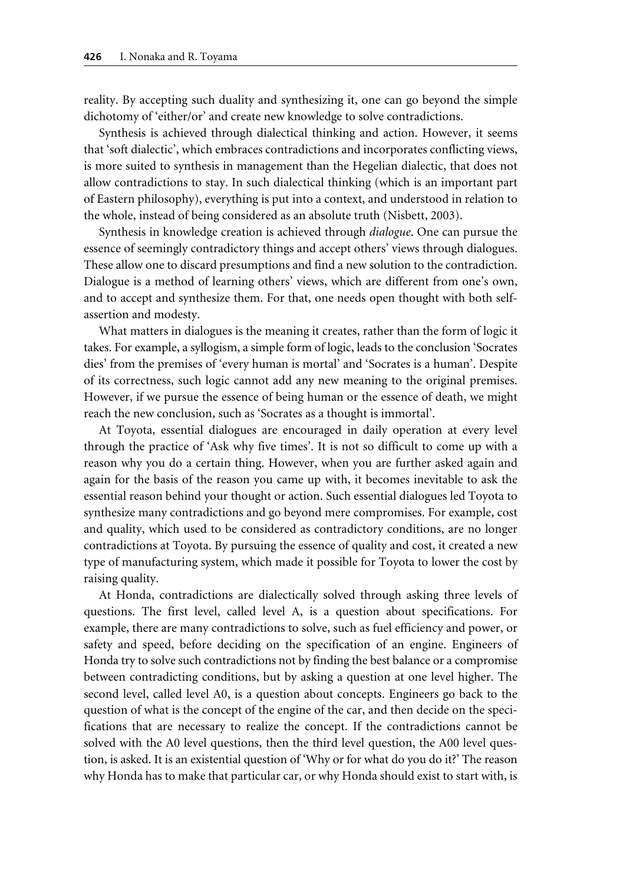reality. By accepting such duality and synthesizing it, one can go beyond the simple dichotomy of 'either/or' and create new knowledge to solve contradictions.

Synthesis is achieved through dialectical thinking and action. However, it seems that 'soft dialectic', which embraces contradictions and incorporates conflicting views, is more suited to synthesis in management than the Hegelian dialectic, that does not allow contradictions to stay. In such dialectical thinking (which is an important part of Eastern philosophy), everything is put into a context, and understood in relation to the whole, instead of being considered as an absolute truth (Nisbett, 2003).

Synthesis in knowledge creation is achieved through *dialogue*. One can pursue the essence of seemingly contradictory things and accept others' views through dialogues. These allow one to discard presumptions and find a new solution to the contradiction. Dialogue is a method of learning others' views, which are different from one's own, and to accept and synthesize them. For that, one needs open thought with both self-assertion and modesty.

What matters in dialogues is the meaning it creates, rather than the form of logic it takes. For example, a syllogism, a simple form of logic, leads to the conclusion 'Socrates dies' from the premises of 'every human is mortal' and 'Socrates is a human'. Despite of its correctness, such logic cannot add any new meaning to the original premises. However, if we pursue the essence of being human or the essence of death, we might reach the new conclusion, such as 'Socrates as a thought is immortal'.

At Toyota, essential dialogues are encouraged in daily operation at every level through the practice of 'Ask why five times'. It is not so difficult to come up with a reason why you do a certain thing. However, when you are further asked again and again for the basis of the reason you came up with, it becomes inevitable to ask the essential reason behind your thought or action. Such essential dialogues led Toyota to synthesize many contradictions and go beyond mere compromises. For example, cost and quality, which used to be considered as contradictory conditions, are no longer contradictions at Toyota. By pursuing the essence of quality and cost, it created a new type of manufacturing system, which made it possible for Toyota to lower the cost by raising quality.

At Honda, contradictions are dialectically solved through asking three levels of questions. The first level, called level A, is a question about specifications. For example, there are many contradictions to solve, such as fuel efficiency and power, or safety and speed, before deciding on the specification of an engine. Engineers of Honda try to solve such contradictions not by finding the best balance or a compromise between contradicting conditions, but by asking a question at one level higher. The second level, called level A0, is a question about concepts. Engineers go back to the question of what is the concept of the engine of the car, and then decide on the specifications that are necessary to realize the concept. If the contradictions cannot be solved with the A0 level questions, then the third level question, the A00 level question, is asked. It is an existential question of 'Why or for what do you do it?' The reason why Honda has to make that particular car, or why Honda should exist to start with, is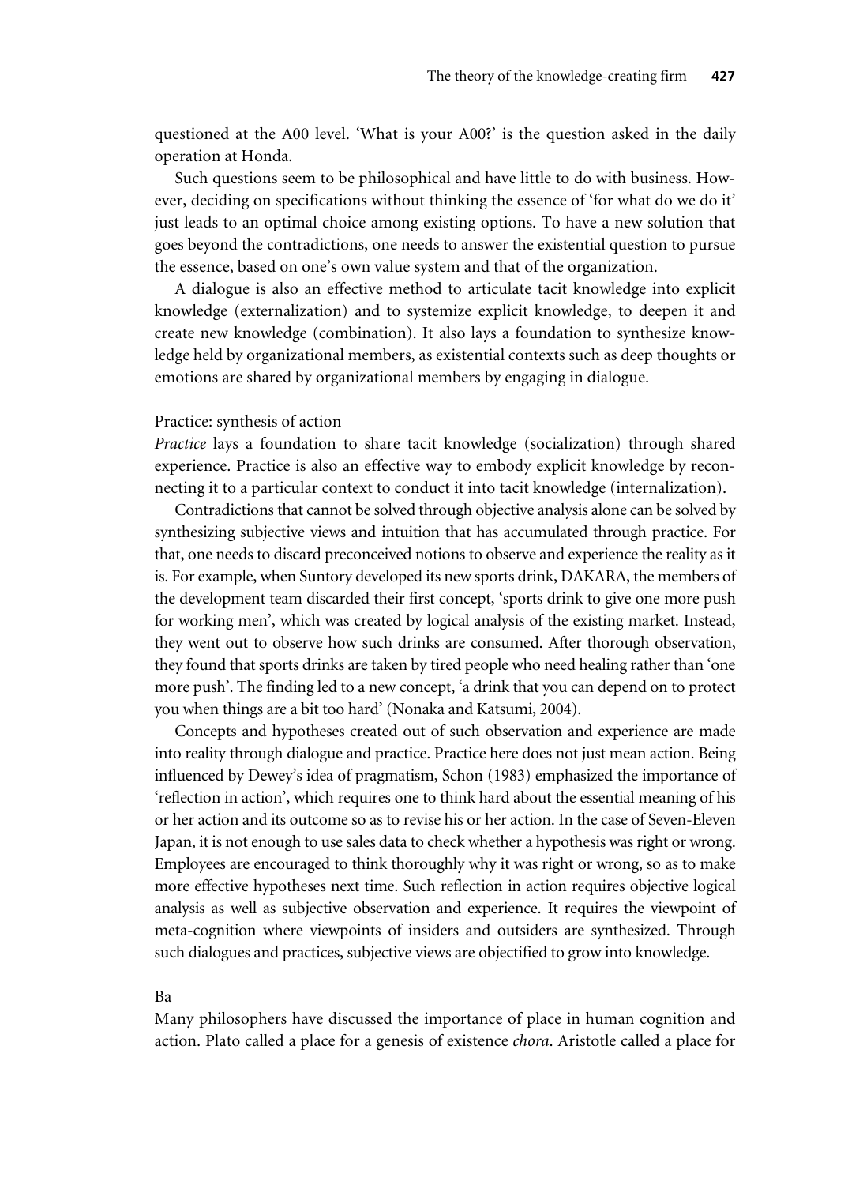questioned at the A00 level. 'What is your A00?' is the question asked in the daily operation at Honda.

Such questions seem to be philosophical and have little to do with business. However, deciding on specifications without thinking the essence of 'for what do we do it' just leads to an optimal choice among existing options. To have a new solution that goes beyond the contradictions, one needs to answer the existential question to pursue the essence, based on one's own value system and that of the organization.

A dialogue is also an effective method to articulate tacit knowledge into explicit knowledge (externalization) and to systemize explicit knowledge, to deepen it and create new knowledge (combination). It also lays a foundation to synthesize knowledge held by organizational members, as existential contexts such as deep thoughts or emotions are shared by organizational members by engaging in dialogue.

### Practice: synthesis of action

*Practice* lays a foundation to share tacit knowledge (socialization) through shared experience. Practice is also an effective way to embody explicit knowledge by reconnecting it to a particular context to conduct it into tacit knowledge (internalization).

Contradictions that cannot be solved through objective analysis alone can be solved by synthesizing subjective views and intuition that has accumulated through practice. For that, one needs to discard preconceived notions to observe and experience the reality as it is. For example, when Suntory developed its new sports drink, DAKARA, the members of the development team discarded their first concept, 'sports drink to give one more push for working men', which was created by logical analysis of the existing market. Instead, they went out to observe how such drinks are consumed. After thorough observation, they found that sports drinks are taken by tired people who need healing rather than 'one more push'. The finding led to a new concept, 'a drink that you can depend on to protect you when things are a bit too hard' (Nonaka and Katsumi, 2004).

Concepts and hypotheses created out of such observation and experience are made into reality through dialogue and practice. Practice here does not just mean action. Being influenced by Dewey's idea of pragmatism, Schon (1983) emphasized the importance of 'reflection in action', which requires one to think hard about the essential meaning of his or her action and its outcome so as to revise his or her action. In the case of Seven-Eleven Japan, it is not enough to use sales data to check whether a hypothesis was right or wrong. Employees are encouraged to think thoroughly why it was right or wrong, so as to make more effective hypotheses next time. Such reflection in action requires objective logical analysis as well as subjective observation and experience. It requires the viewpoint of meta-cognition where viewpoints of insiders and outsiders are synthesized. Through such dialogues and practices, subjective views are objectified to grow into knowledge.

### Ba

Many philosophers have discussed the importance of place in human cognition and action. Plato called a place for a genesis of existence *chora*. Aristotle called a place for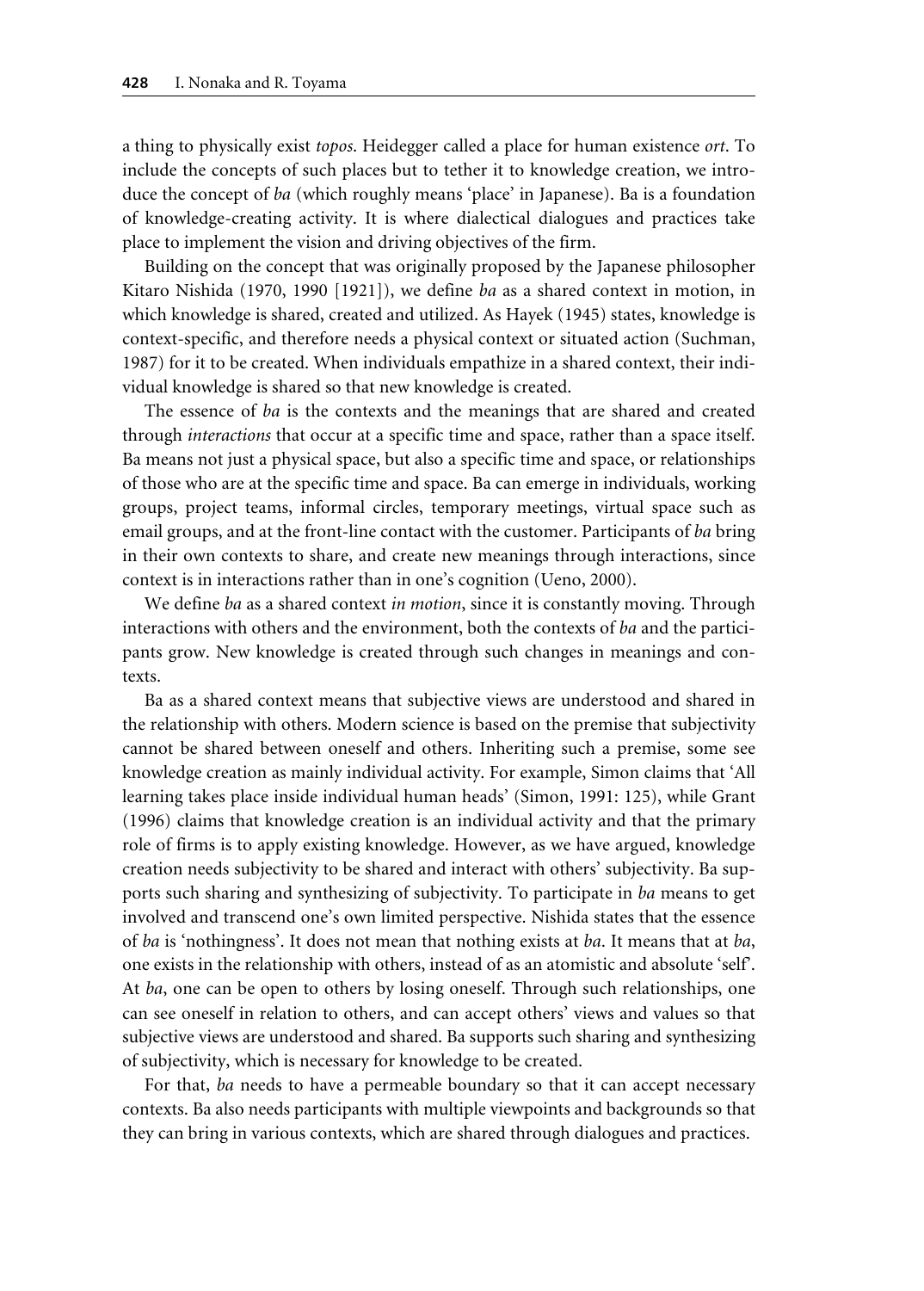a thing to physically exist *topos*. Heidegger called a place for human existence *ort*. To include the concepts of such places but to tether it to knowledge creation, we introduce the concept of *ba* (which roughly means 'place' in Japanese). Ba is a foundation of knowledge-creating activity. It is where dialectical dialogues and practices take place to implement the vision and driving objectives of the firm.

Building on the concept that was originally proposed by the Japanese philosopher Kitaro Nishida (1970, 1990 [1921]), we define *ba* as a shared context in motion, in which knowledge is shared, created and utilized. As Hayek (1945) states, knowledge is context-specific, and therefore needs a physical context or situated action (Suchman, 1987) for it to be created. When individuals empathize in a shared context, their individual knowledge is shared so that new knowledge is created.

The essence of *ba* is the contexts and the meanings that are shared and created through *interactions* that occur at a specific time and space, rather than a space itself. Ba means not just a physical space, but also a specific time and space, or relationships of those who are at the specific time and space. Ba can emerge in individuals, working groups, project teams, informal circles, temporary meetings, virtual space such as email groups, and at the front-line contact with the customer. Participants of *ba* bring in their own contexts to share, and create new meanings through interactions, since context is in interactions rather than in one's cognition (Ueno, 2000).

We define *ba* as a shared context *in motion*, since it is constantly moving. Through interactions with others and the environment, both the contexts of *ba* and the participants grow. New knowledge is created through such changes in meanings and contexts.

Ba as a shared context means that subjective views are understood and shared in the relationship with others. Modern science is based on the premise that subjectivity cannot be shared between oneself and others. Inheriting such a premise, some see knowledge creation as mainly individual activity. For example, Simon claims that 'All learning takes place inside individual human heads' (Simon, 1991: 125), while Grant (1996) claims that knowledge creation is an individual activity and that the primary role of firms is to apply existing knowledge. However, as we have argued, knowledge creation needs subjectivity to be shared and interact with others' subjectivity. Ba supports such sharing and synthesizing of subjectivity. To participate in *ba* means to get involved and transcend one's own limited perspective. Nishida states that the essence of *ba* is 'nothingness'. It does not mean that nothing exists at *ba*. It means that at *ba*, one exists in the relationship with others, instead of as an atomistic and absolute 'self'. At *ba*, one can be open to others by losing oneself. Through such relationships, one can see oneself in relation to others, and can accept others' views and values so that subjective views are understood and shared. Ba supports such sharing and synthesizing of subjectivity, which is necessary for knowledge to be created.

For that, *ba* needs to have a permeable boundary so that it can accept necessary contexts. Ba also needs participants with multiple viewpoints and backgrounds so that they can bring in various contexts, which are shared through dialogues and practices.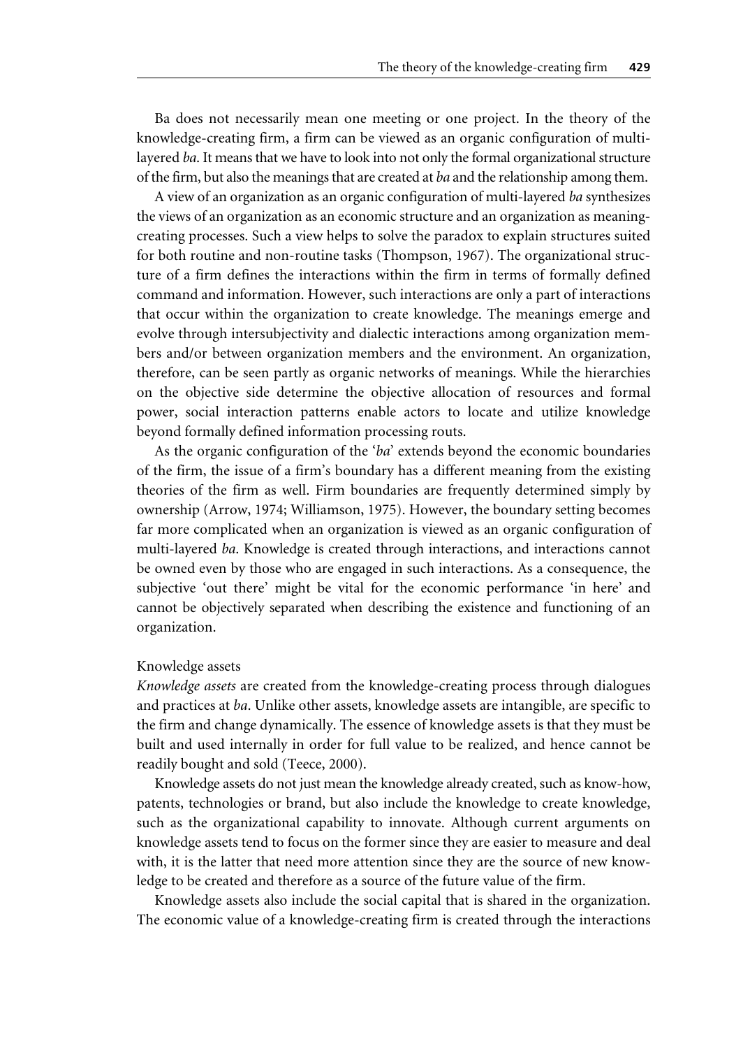Ba does not necessarily mean one meeting or one project. In the theory of the knowledge-creating firm, a firm can be viewed as an organic configuration of multi-layered *ba*. It means that we have to look into not only the formal organizational structure of the firm, but also the meanings that are created at *ba* and the relationship among them.

A view of an organization as an organic configuration of multi-layered *ba* synthesizes the views of an organization as an economic structure and an organization as meaning-creating processes. Such a view helps to solve the paradox to explain structures suited for both routine and non-routine tasks (Thompson, 1967). The organizational structure of a firm defines the interactions within the firm in terms of formally defined command and information. However, such interactions are only a part of interactions that occur within the organization to create knowledge. The meanings emerge and evolve through intersubjectivity and dialectic interactions among organization members and/or between organization members and the environment. An organization, therefore, can be seen partly as organic networks of meanings. While the hierarchies on the objective side determine the objective allocation of resources and formal power, social interaction patterns enable actors to locate and utilize knowledge beyond formally defined information processing routs.

As the organic configuration of the '*ba*' extends beyond the economic boundaries of the firm, the issue of a firm's boundary has a different meaning from the existing theories of the firm as well. Firm boundaries are frequently determined simply by ownership (Arrow, 1974; Williamson, 1975). However, the boundary setting becomes far more complicated when an organization is viewed as an organic configuration of multi-layered *ba*. Knowledge is created through interactions, and interactions cannot be owned even by those who are engaged in such interactions. As a consequence, the subjective 'out there' might be vital for the economic performance 'in here' and cannot be objectively separated when describing the existence and functioning of an organization.

### Knowledge assets

*Knowledge assets* are created from the knowledge-creating process through dialogues and practices at *ba*. Unlike other assets, knowledge assets are intangible, are specific to the firm and change dynamically. The essence of knowledge assets is that they must be built and used internally in order for full value to be realized, and hence cannot be readily bought and sold (Teece, 2000).

Knowledge assets do not just mean the knowledge already created, such as know-how, patents, technologies or brand, but also include the knowledge to create knowledge, such as the organizational capability to innovate. Although current arguments on knowledge assets tend to focus on the former since they are easier to measure and deal with, it is the latter that need more attention since they are the source of new knowledge to be created and therefore as a source of the future value of the firm.

Knowledge assets also include the social capital that is shared in the organization. The economic value of a knowledge-creating firm is created through the interactions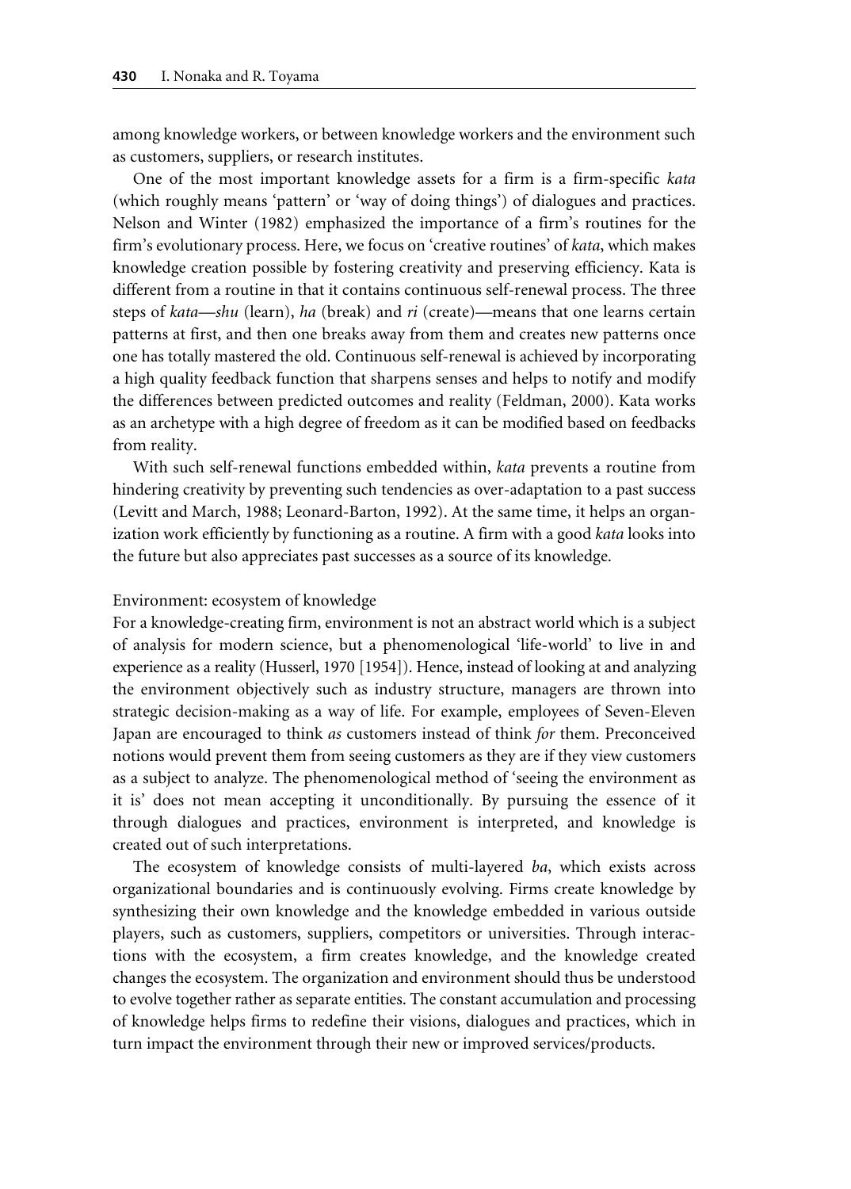among knowledge workers, or between knowledge workers and the environment such as customers, suppliers, or research institutes.

One of the most important knowledge assets for a firm is a firm-specific *kata* (which roughly means 'pattern' or 'way of doing things') of dialogues and practices. Nelson and Winter (1982) emphasized the importance of a firm's routines for the firm's evolutionary process. Here, we focus on 'creative routines' of *kata*, which makes knowledge creation possible by fostering creativity and preserving efficiency. Kata is different from a routine in that it contains continuous self-renewal process. The three steps of *kata*—*shu* (learn), *ha* (break) and *ri* (create)—means that one learns certain patterns at first, and then one breaks away from them and creates new patterns once one has totally mastered the old. Continuous self-renewal is achieved by incorporating a high quality feedback function that sharpens senses and helps to notify and modify the differences between predicted outcomes and reality (Feldman, 2000). Kata works as an archetype with a high degree of freedom as it can be modified based on feedbacks from reality.

With such self-renewal functions embedded within, *kata* prevents a routine from hindering creativity by preventing such tendencies as over-adaptation to a past success (Levitt and March, 1988; Leonard-Barton, 1992). At the same time, it helps an organization work efficiently by functioning as a routine. A firm with a good *kata* looks into the future but also appreciates past successes as a source of its knowledge.

### Environment: ecosystem of knowledge

For a knowledge-creating firm, environment is not an abstract world which is a subject of analysis for modern science, but a phenomenological 'life-world' to live in and experience as a reality (Husserl, 1970 [1954]). Hence, instead of looking at and analyzing the environment objectively such as industry structure, managers are thrown into strategic decision-making as a way of life. For example, employees of Seven-Eleven Japan are encouraged to think *as* customers instead of think *for* them. Preconceived notions would prevent them from seeing customers as they are if they view customers as a subject to analyze. The phenomenological method of 'seeing the environment as it is' does not mean accepting it unconditionally. By pursuing the essence of it through dialogues and practices, environment is interpreted, and knowledge is created out of such interpretations.

The ecosystem of knowledge consists of multi-layered *ba*, which exists across organizational boundaries and is continuously evolving. Firms create knowledge by synthesizing their own knowledge and the knowledge embedded in various outside players, such as customers, suppliers, competitors or universities. Through interactions with the ecosystem, a firm creates knowledge, and the knowledge created changes the ecosystem. The organization and environment should thus be understood to evolve together rather as separate entities. The constant accumulation and processing of knowledge helps firms to redefine their visions, dialogues and practices, which in turn impact the environment through their new or improved services/products.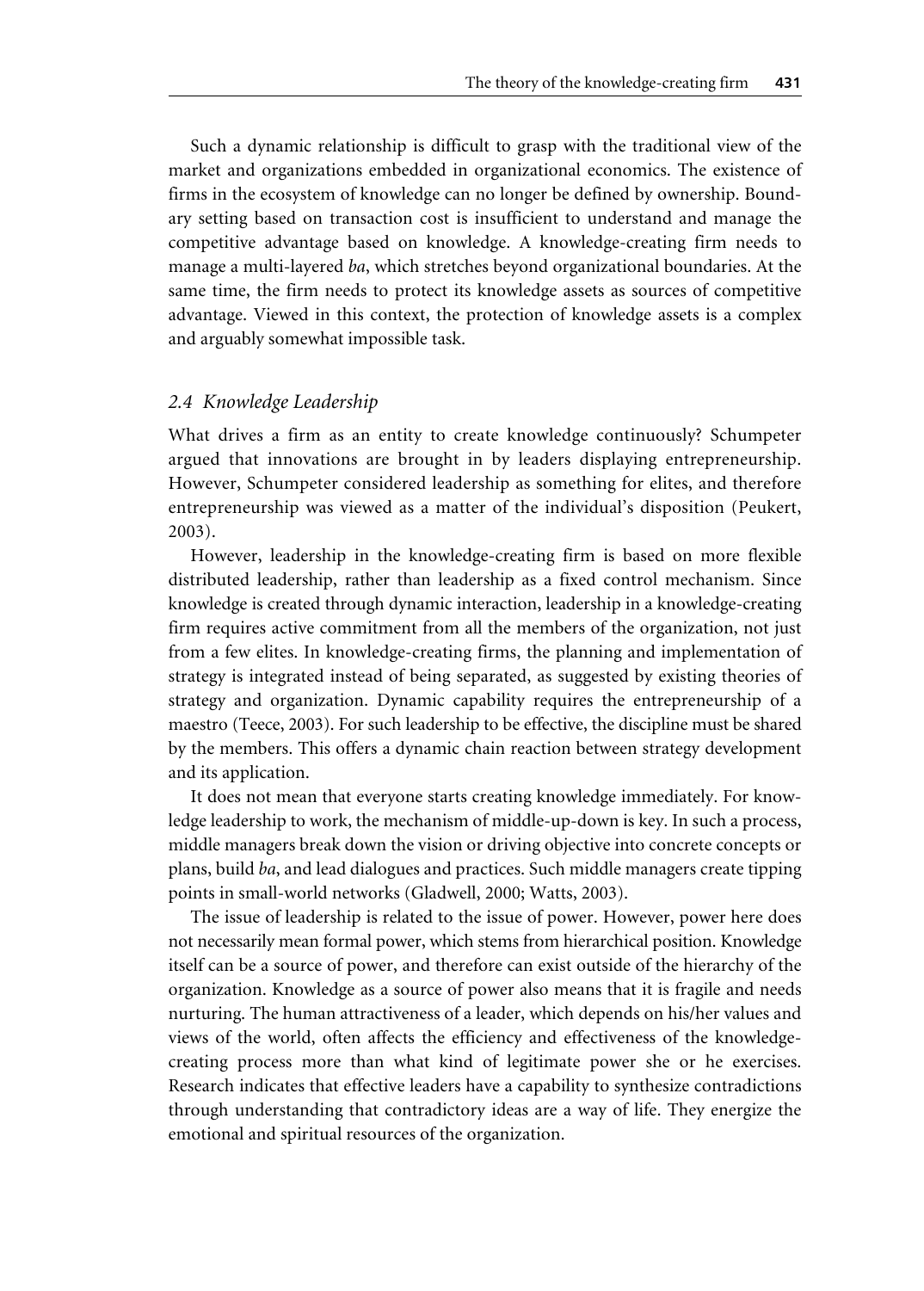Such a dynamic relationship is difficult to grasp with the traditional view of the market and organizations embedded in organizational economics. The existence of firms in the ecosystem of knowledge can no longer be defined by ownership. Boundary setting based on transaction cost is insufficient to understand and manage the competitive advantage based on knowledge. A knowledge-creating firm needs to manage a multi-layered *ba*, which stretches beyond organizational boundaries. At the same time, the firm needs to protect its knowledge assets as sources of competitive advantage. Viewed in this context, the protection of knowledge assets is a complex and arguably somewhat impossible task.

### *2.4 Knowledge Leadership*

What drives a firm as an entity to create knowledge continuously? Schumpeter argued that innovations are brought in by leaders displaying entrepreneurship. However, Schumpeter considered leadership as something for elites, and therefore entrepreneurship was viewed as a matter of the individual's disposition (Peukert, 2003).

However, leadership in the knowledge-creating firm is based on more flexible distributed leadership, rather than leadership as a fixed control mechanism. Since knowledge is created through dynamic interaction, leadership in a knowledge-creating firm requires active commitment from all the members of the organization, not just from a few elites. In knowledge-creating firms, the planning and implementation of strategy is integrated instead of being separated, as suggested by existing theories of strategy and organization. Dynamic capability requires the entrepreneurship of a maestro (Teece, 2003). For such leadership to be effective, the discipline must be shared by the members. This offers a dynamic chain reaction between strategy development and its application.

It does not mean that everyone starts creating knowledge immediately. For knowledge leadership to work, the mechanism of middle-up-down is key. In such a process, middle managers break down the vision or driving objective into concrete concepts or plans, build *ba*, and lead dialogues and practices. Such middle managers create tipping points in small-world networks (Gladwell, 2000; Watts, 2003).

The issue of leadership is related to the issue of power. However, power here does not necessarily mean formal power, which stems from hierarchical position. Knowledge itself can be a source of power, and therefore can exist outside of the hierarchy of the organization. Knowledge as a source of power also means that it is fragile and needs nurturing. The human attractiveness of a leader, which depends on his/her values and views of the world, often affects the efficiency and effectiveness of the knowledge-creating process more than what kind of legitimate power she or he exercises. Research indicates that effective leaders have a capability to synthesize contradictions through understanding that contradictory ideas are a way of life. They energize the emotional and spiritual resources of the organization.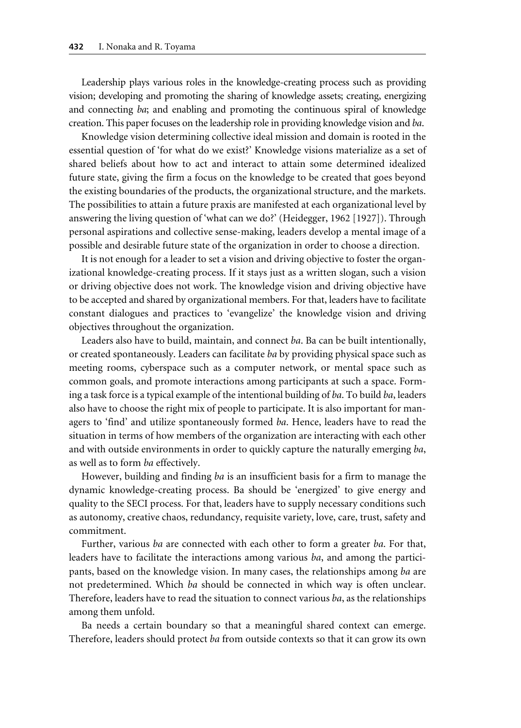Leadership plays various roles in the knowledge-creating process such as providing vision; developing and promoting the sharing of knowledge assets; creating, energizing and connecting *ba*; and enabling and promoting the continuous spiral of knowledge creation. This paper focuses on the leadership role in providing knowledge vision and *ba*.

Knowledge vision determining collective ideal mission and domain is rooted in the essential question of 'for what do we exist?' Knowledge visions materialize as a set of shared beliefs about how to act and interact to attain some determined idealized future state, giving the firm a focus on the knowledge to be created that goes beyond the existing boundaries of the products, the organizational structure, and the markets. The possibilities to attain a future praxis are manifested at each organizational level by answering the living question of 'what can we do?' (Heidegger, 1962 [1927]). Through personal aspirations and collective sense-making, leaders develop a mental image of a possible and desirable future state of the organization in order to choose a direction.

It is not enough for a leader to set a vision and driving objective to foster the organizational knowledge-creating process. If it stays just as a written slogan, such a vision or driving objective does not work. The knowledge vision and driving objective have to be accepted and shared by organizational members. For that, leaders have to facilitate constant dialogues and practices to 'evangelize' the knowledge vision and driving objectives throughout the organization.

Leaders also have to build, maintain, and connect *ba*. Ba can be built intentionally, or created spontaneously. Leaders can facilitate *ba* by providing physical space such as meeting rooms, cyberspace such as a computer network, or mental space such as common goals, and promote interactions among participants at such a space. Forming a task force is a typical example of the intentional building of *ba*. To build *ba*, leaders also have to choose the right mix of people to participate. It is also important for managers to 'find' and utilize spontaneously formed *ba*. Hence, leaders have to read the situation in terms of how members of the organization are interacting with each other and with outside environments in order to quickly capture the naturally emerging *ba*, as well as to form *ba* effectively.

However, building and finding *ba* is an insufficient basis for a firm to manage the dynamic knowledge-creating process. Ba should be 'energized' to give energy and quality to the SECI process. For that, leaders have to supply necessary conditions such as autonomy, creative chaos, redundancy, requisite variety, love, care, trust, safety and commitment.

Further, various *ba* are connected with each other to form a greater *ba*. For that, leaders have to facilitate the interactions among various *ba*, and among the participants, based on the knowledge vision. In many cases, the relationships among *ba* are not predetermined. Which *ba* should be connected in which way is often unclear. Therefore, leaders have to read the situation to connect various *ba*, as the relationships among them unfold.

Ba needs a certain boundary so that a meaningful shared context can emerge. Therefore, leaders should protect *ba* from outside contexts so that it can grow its own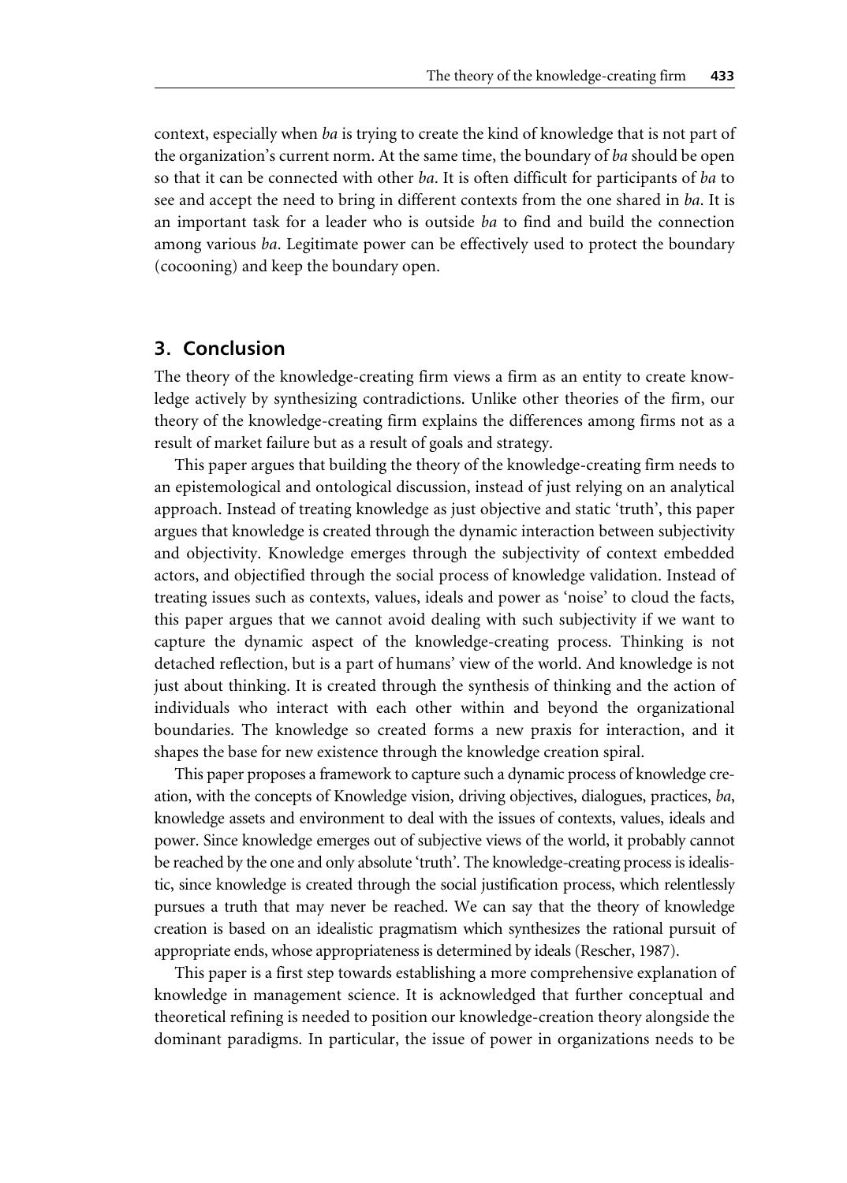context, especially when *ba* is trying to create the kind of knowledge that is not part of the organization's current norm. At the same time, the boundary of *ba* should be open so that it can be connected with other *ba*. It is often difficult for participants of *ba* to see and accept the need to bring in different contexts from the one shared in *ba*. It is an important task for a leader who is outside *ba* to find and build the connection among various *ba*. Legitimate power can be effectively used to protect the boundary (cocooning) and keep the boundary open.

## 3. Conclusion

The theory of the knowledge-creating firm views a firm as an entity to create knowledge actively by synthesizing contradictions. Unlike other theories of the firm, our theory of the knowledge-creating firm explains the differences among firms not as a result of market failure but as a result of goals and strategy.

This paper argues that building the theory of the knowledge-creating firm needs to an epistemological and ontological discussion, instead of just relying on an analytical approach. Instead of treating knowledge as just objective and static 'truth', this paper argues that knowledge is created through the dynamic interaction between subjectivity and objectivity. Knowledge emerges through the subjectivity of context embedded actors, and objectified through the social process of knowledge validation. Instead of treating issues such as contexts, values, ideals and power as 'noise' to cloud the facts, this paper argues that we cannot avoid dealing with such subjectivity if we want to capture the dynamic aspect of the knowledge-creating process. Thinking is not detached reflection, but is a part of humans' view of the world. And knowledge is not just about thinking. It is created through the synthesis of thinking and the action of individuals who interact with each other within and beyond the organizational boundaries. The knowledge so created forms a new praxis for interaction, and it shapes the base for new existence through the knowledge creation spiral.

This paper proposes a framework to capture such a dynamic process of knowledge creation, with the concepts of Knowledge vision, driving objectives, dialogues, practices, *ba*, knowledge assets and environment to deal with the issues of contexts, values, ideals and power. Since knowledge emerges out of subjective views of the world, it probably cannot be reached by the one and only absolute 'truth'. The knowledge-creating process is idealistic, since knowledge is created through the social justification process, which relentlessly pursues a truth that may never be reached. We can say that the theory of knowledge creation is based on an idealistic pragmatism which synthesizes the rational pursuit of appropriate ends, whose appropriateness is determined by ideals (Rescher, 1987).

This paper is a first step towards establishing a more comprehensive explanation of knowledge in management science. It is acknowledged that further conceptual and theoretical refining is needed to position our knowledge-creation theory alongside the dominant paradigms. In particular, the issue of power in organizations needs to be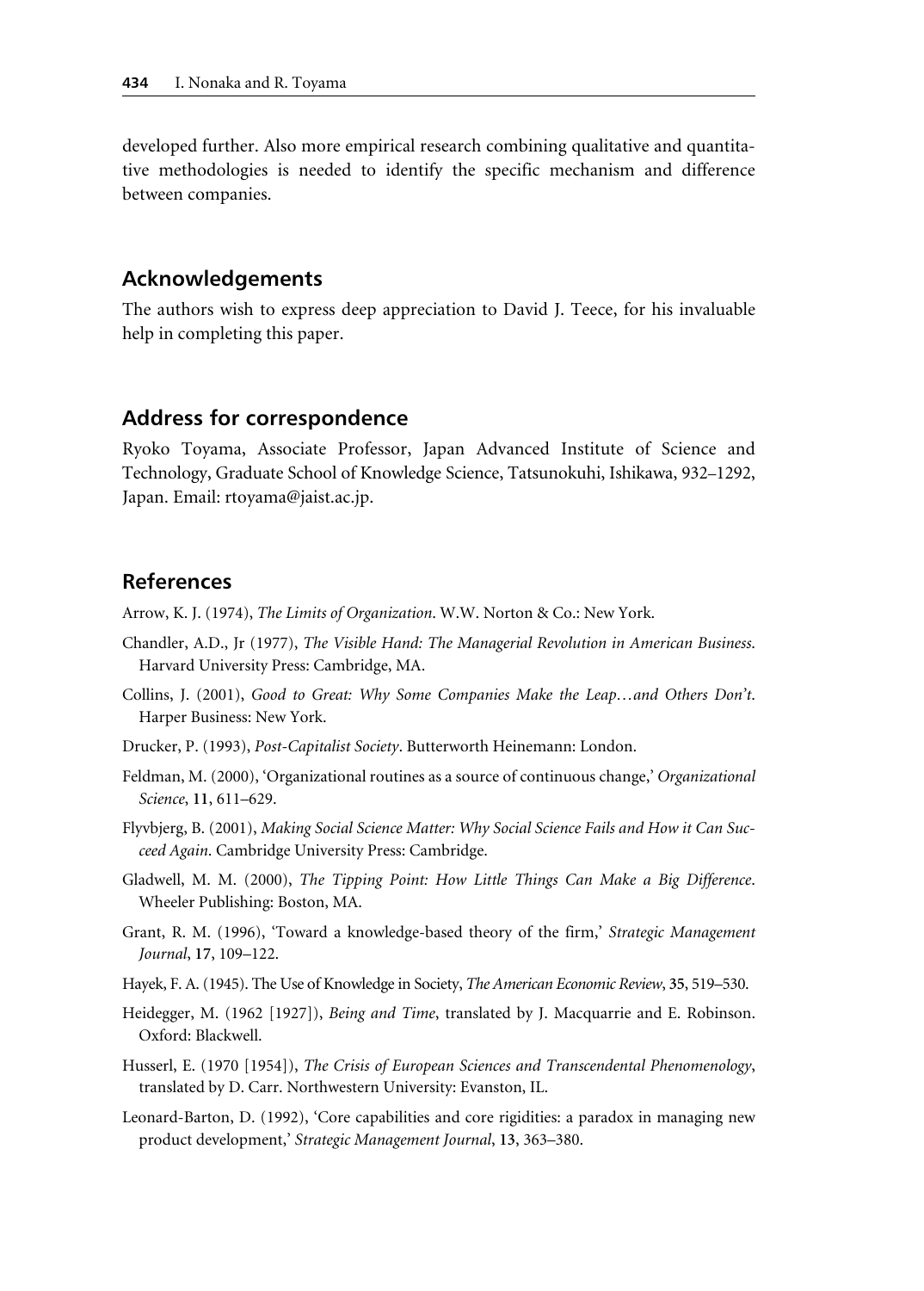developed further. Also more empirical research combining qualitative and quantitative methodologies is needed to identify the specific mechanism and difference between companies.

## Acknowledgements

The authors wish to express deep appreciation to David J. Teece, for his invaluable help in completing this paper.

## Address for correspondence

Ryoko Toyama, Associate Professor, Japan Advanced Institute of Science and Technology, Graduate School of Knowledge Science, Tatsunokuhi, Ishikawa, 932–1292, Japan. Email: rtoyama@jaist.ac.jp.

## References

Arrow, K. J. (1974), *The Limits of Organization*. W.W. Norton & Co.: New York.

Chandler, A.D., Jr (1977), *The Visible Hand: The Managerial Revolution in American Business*. Harvard University Press: Cambridge, MA.

Collins, J. (2001), *Good to Great: Why Some Companies Make the Leap…and Others Don't*. Harper Business: New York.

Drucker, P. (1993), *Post-Capitalist Society*. Butterworth Heinemann: London.

Feldman, M. (2000), 'Organizational routines as a source of continuous change,' *Organizational Science*, **11**, 611–629.

Flyvbjerg, B. (2001), *Making Social Science Matter: Why Social Science Fails and How it Can Succeed Again*. Cambridge University Press: Cambridge.

Gladwell, M. M. (2000), *The Tipping Point: How Little Things Can Make a Big Difference*. Wheeler Publishing: Boston, MA.

Grant, R. M. (1996), 'Toward a knowledge-based theory of the firm,' *Strategic Management Journal*, **17**, 109–122.

Hayek, F. A. (1945). The Use of Knowledge in Society, *The American Economic Review*, **35**, 519–530.

Heidegger, M. (1962 [1927]), *Being and Time*, translated by J. Macquarrie and E. Robinson. Oxford: Blackwell.

Husserl, E. (1970 [1954]), *The Crisis of European Sciences and Transcendental Phenomenology*, translated by D. Carr. Northwestern University: Evanston, IL.

Leonard-Barton, D. (1992), 'Core capabilities and core rigidities: a paradox in managing new product development,' *Strategic Management Journal*, **13**, 363–380.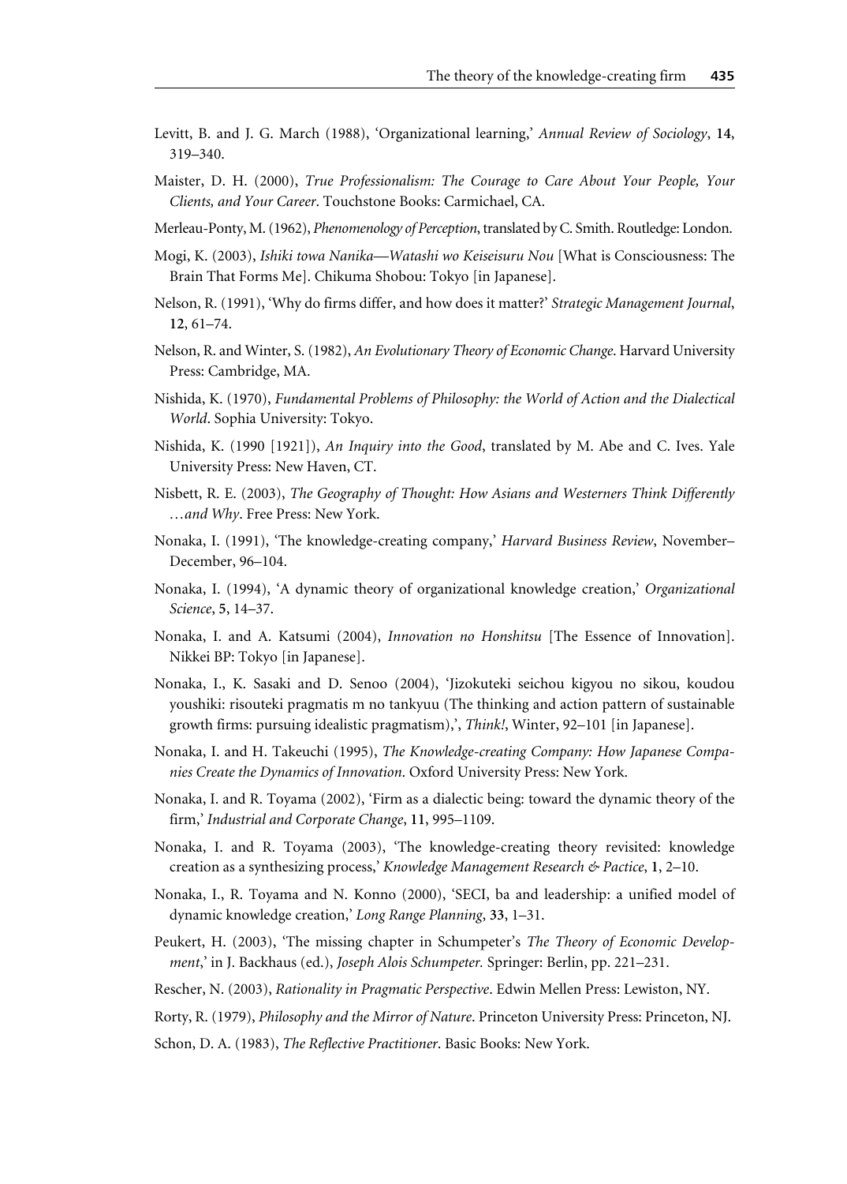Levitt, B. and J. G. March (1988), 'Organizational learning,' *Annual Review of Sociology*, **14**, 319–340.

Maister, D. H. (2000), *True Professionalism: The Courage to Care About Your People, Your Clients, and Your Career*. Touchstone Books: Carmichael, CA.

Merleau-Ponty, M. (1962), *Phenomenology of Perception*, translated by C. Smith. Routledge: London.

Mogi, K. (2003), *Ishiki towa Nanika—Watashi wo Keiseisuru Nou* [What is Consciousness: The Brain That Forms Me]. Chikuma Shobou: Tokyo [in Japanese].

Nelson, R. (1991), 'Why do firms differ, and how does it matter?' *Strategic Management Journal*, **12**, 61–74.

Nelson, R. and Winter, S. (1982), *An Evolutionary Theory of Economic Change*. Harvard University Press: Cambridge, MA.

Nishida, K. (1970), *Fundamental Problems of Philosophy: the World of Action and the Dialectical World*. Sophia University: Tokyo.

Nishida, K. (1990 [1921]), *An Inquiry into the Good*, translated by M. Abe and C. Ives. Yale University Press: New Haven, CT.

Nisbett, R. E. (2003), *The Geography of Thought: How Asians and Westerners Think Differently …and Why*. Free Press: New York.

Nonaka, I. (1991), 'The knowledge-creating company,' *Harvard Business Review*, November–December, 96–104.

Nonaka, I. (1994), 'A dynamic theory of organizational knowledge creation,' *Organizational Science*, **5**, 14–37.

Nonaka, I. and A. Katsumi (2004), *Innovation no Honshitsu* [The Essence of Innovation]. Nikkei BP: Tokyo [in Japanese].

Nonaka, I., K. Sasaki and D. Senoo (2004), 'Jizokuteki seichou kigyou no sikou, koudou youshiki: risouteki pragmatis m no tankyuu (The thinking and action pattern of sustainable growth firms: pursuing idealistic pragmatism),', *Think!*, Winter, 92–101 [in Japanese].

Nonaka, I. and H. Takeuchi (1995), *The Knowledge-creating Company: How Japanese Companies Create the Dynamics of Innovation*. Oxford University Press: New York.

Nonaka, I. and R. Toyama (2002), 'Firm as a dialectic being: toward the dynamic theory of the firm,' *Industrial and Corporate Change*, **11**, 995–1109.

Nonaka, I. and R. Toyama (2003), 'The knowledge-creating theory revisited: knowledge creation as a synthesizing process,' *Knowledge Management Research & Pactice*, **1**, 2–10.

Nonaka, I., R. Toyama and N. Konno (2000), 'SECI, ba and leadership: a unified model of dynamic knowledge creation,' *Long Range Planning*, **33**, 1–31.

Peukert, H. (2003), 'The missing chapter in Schumpeter's *The Theory of Economic Development*,' in J. Backhaus (ed.), *Joseph Alois Schumpeter.* Springer: Berlin, pp. 221–231.

Rescher, N. (2003), *Rationality in Pragmatic Perspective*. Edwin Mellen Press: Lewiston, NY.

Rorty, R. (1979), *Philosophy and the Mirror of Nature*. Princeton University Press: Princeton, NJ.

Schon, D. A. (1983), *The Reflective Practitioner*. Basic Books: New York.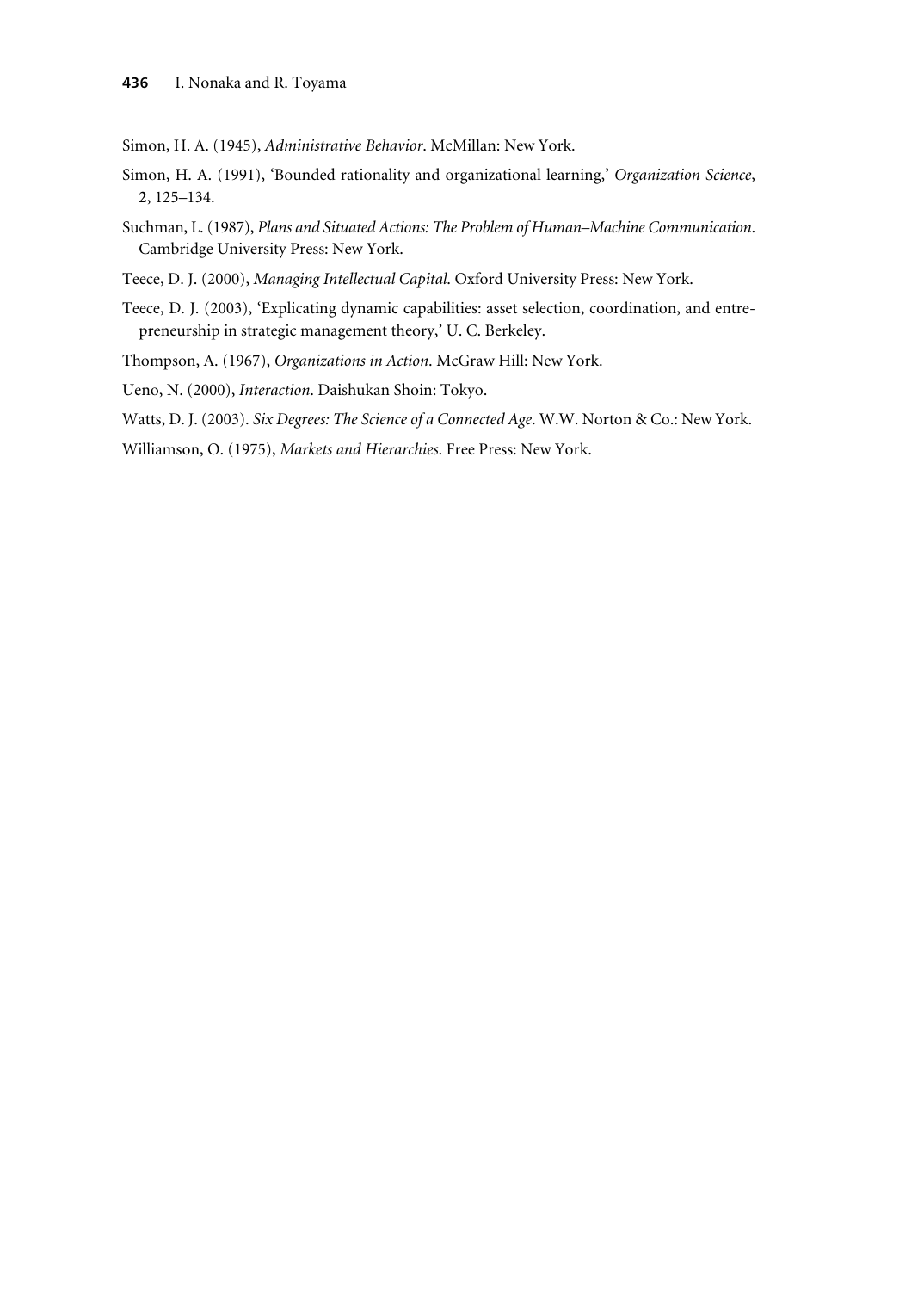Simon, H. A. (1945), *Administrative Behavior*. McMillan: New York.

Simon, H. A. (1991), 'Bounded rationality and organizational learning,' *Organization Science*, **2**, 125–134.

Suchman, L. (1987), *Plans and Situated Actions: The Problem of Human–Machine Communication*. Cambridge University Press: New York.

Teece, D. J. (2000), *Managing Intellectual Capital*. Oxford University Press: New York.

Teece, D. J. (2003), 'Explicating dynamic capabilities: asset selection, coordination, and entrepreneurship in strategic management theory,' U. C. Berkeley.

Thompson, A. (1967), *Organizations in Action*. McGraw Hill: New York.

Ueno, N. (2000), *Interaction*. Daishukan Shoin: Tokyo.

Watts, D. J. (2003). *Six Degrees: The Science of a Connected Age*. W.W. Norton & Co.: New York.

Williamson, O. (1975), *Markets and Hierarchies*. Free Press: New York.